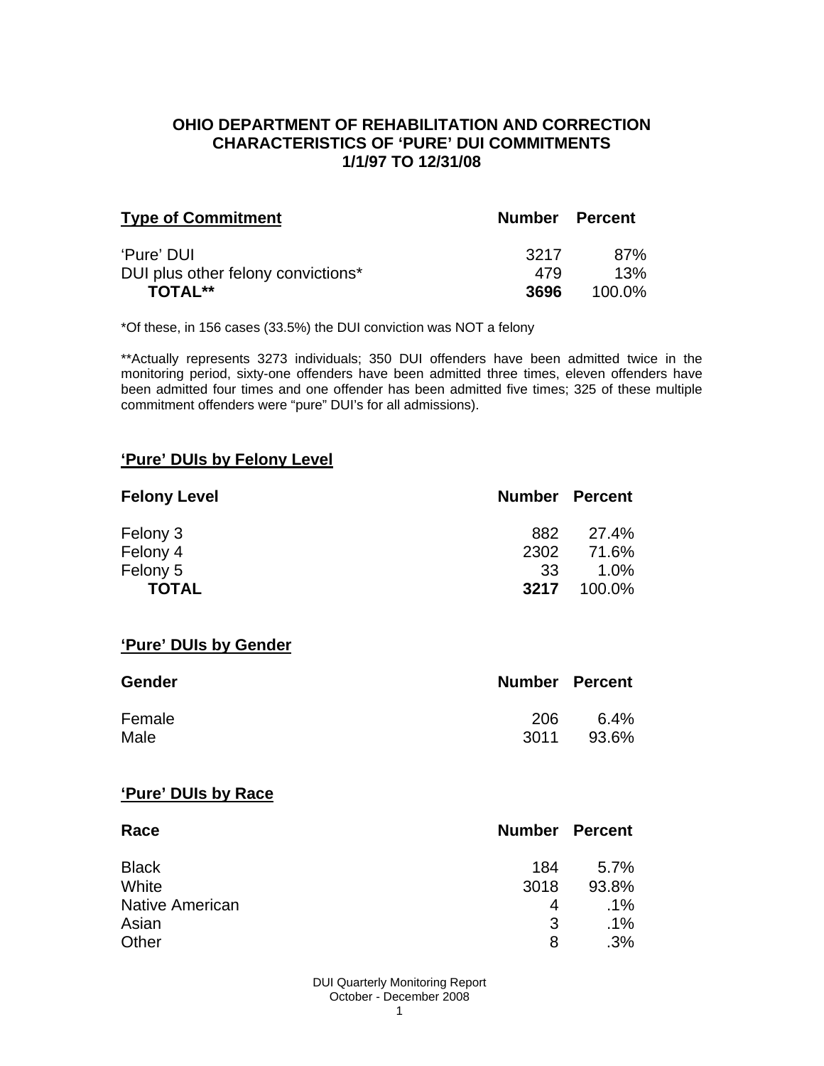# OHIO DEPARTMENT OF REHABILITATION AND CORRECTION
# CHARACTERISTICS OF 'PURE' DUI COMMITMENTS
# 1/1/97 TO 12/31/08

| Type of Commitment | Number | Percent |
|---|---|---|
| 'Pure' DUI | 3217 | 87% |
| DUI plus other felony convictions* | 479 | 13% |
| **TOTAL**** | **3696** | 100.0% |

*Of these, in 156 cases (33.5%) the DUI conviction was NOT a felony

**Actually represents 3273 individuals; 350 DUI offenders have been admitted twice in the monitoring period, sixty-one offenders have been admitted three times, eleven offenders have been admitted four times and one offender has been admitted five times; 325 of these multiple commitment offenders were "pure" DUI's for all admissions).

## 'Pure' DUIs by Felony Level

| Felony Level | Number | Percent |
|---|---|---|
| Felony 3 | 882 | 27.4% |
| Felony 4 | 2302 | 71.6% |
| Felony 5 | 33 | 1.0% |
| **TOTAL** | **3217** | 100.0% |

## 'Pure' DUIs by Gender

| Gender | Number | Percent |
|---|---|---|
| Female | 206 | 6.4% |
| Male | 3011 | 93.6% |

## 'Pure' DUIs by Race

| Race | Number | Percent |
|---|---|---|
| Black | 184 | 5.7% |
| White | 3018 | 93.8% |
| Native American | 4 | .1% |
| Asian | 3 | .1% |
| Other | 8 | .3% |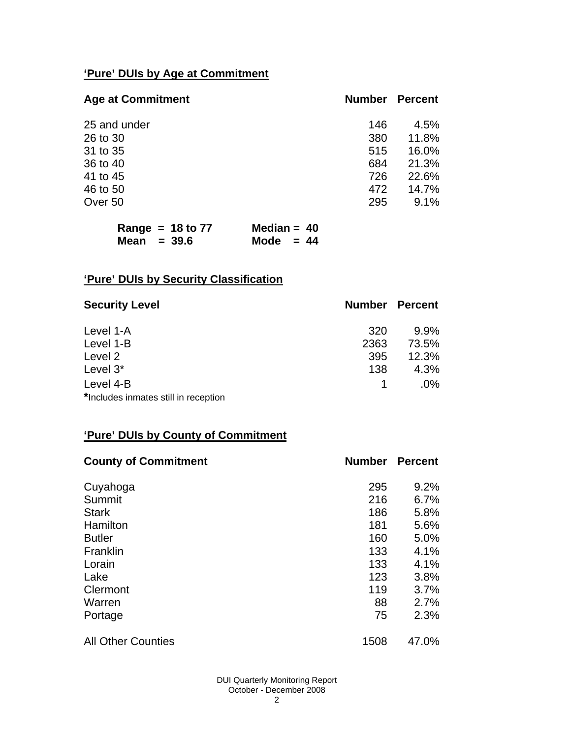## 'Pure' DUIs by Age at Commitment

| Age at Commitment | Number | Percent |
|---|---|---|
| 25 and under | 146 | 4.5% |
| 26 to 30 | 380 | 11.8% |
| 31 to 35 | 515 | 16.0% |
| 36 to 40 | 684 | 21.3% |
| 41 to 45 | 726 | 22.6% |
| 46 to 50 | 472 | 14.7% |
| Over 50 | 295 | 9.1% |

**Range = 18 to 77** **Median = 40**
**Mean = 39.6** **Mode = 44**

## 'Pure' DUIs by Security Classification

| Security Level | Number | Percent |
|---|---|---|
| Level 1-A | 320 | 9.9% |
| Level 1-B | 2363 | 73.5% |
| Level 2 | 395 | 12.3% |
| Level 3* | 138 | 4.3% |
| Level 4-B | 1 | .0% |

*Includes inmates still in reception

## 'Pure' DUIs by County of Commitment

| County of Commitment | Number | Percent |
|---|---|---|
| Cuyahoga | 295 | 9.2% |
| Summit | 216 | 6.7% |
| Stark | 186 | 5.8% |
| Hamilton | 181 | 5.6% |
| Butler | 160 | 5.0% |
| Franklin | 133 | 4.1% |
| Lorain | 133 | 4.1% |
| Lake | 123 | 3.8% |
| Clermont | 119 | 3.7% |
| Warren | 88 | 2.7% |
| Portage | 75 | 2.3% |
| All Other Counties | 1508 | 47.0% |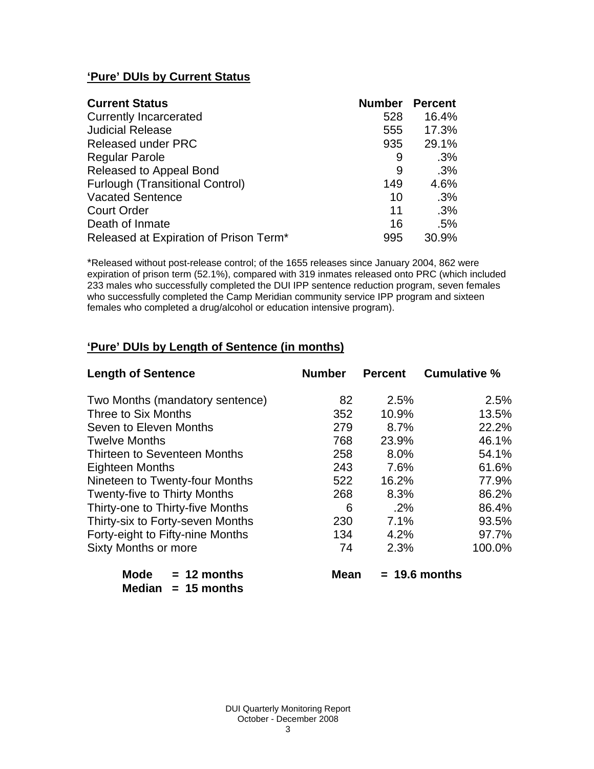## 'Pure' DUIs by Current Status

| Current Status | Number | Percent |
|---|---|---|
| Currently Incarcerated | 528 | 16.4% |
| Judicial Release | 555 | 17.3% |
| Released under PRC | 935 | 29.1% |
| Regular Parole | 9 | .3% |
| Released to Appeal Bond | 9 | .3% |
| Furlough (Transitional Control) | 149 | 4.6% |
| Vacated Sentence | 10 | .3% |
| Court Order | 11 | .3% |
| Death of Inmate | 16 | .5% |
| Released at Expiration of Prison Term* | 995 | 30.9% |

*Released without post-release control; of the 1655 releases since January 2004, 862 were expiration of prison term (52.1%), compared with 319 inmates released onto PRC (which included 233 males who successfully completed the DUI IPP sentence reduction program, seven females who successfully completed the Camp Meridian community service IPP program and sixteen females who completed a drug/alcohol or education intensive program).

## 'Pure' DUIs by Length of Sentence (in months)

| Length of Sentence | Number | Percent | Cumulative % |
|---|---|---|---|
| Two Months (mandatory sentence) | 82 | 2.5% | 2.5% |
| Three to Six Months | 352 | 10.9% | 13.5% |
| Seven to Eleven Months | 279 | 8.7% | 22.2% |
| Twelve Months | 768 | 23.9% | 46.1% |
| Thirteen to Seventeen Months | 258 | 8.0% | 54.1% |
| Eighteen Months | 243 | 7.6% | 61.6% |
| Nineteen to Twenty-four Months | 522 | 16.2% | 77.9% |
| Twenty-five to Thirty Months | 268 | 8.3% | 86.2% |
| Thirty-one to Thirty-five Months | 6 | .2% | 86.4% |
| Thirty-six to Forty-seven Months | 230 | 7.1% | 93.5% |
| Forty-eight to Fifty-nine Months | 134 | 4.2% | 97.7% |
| Sixty Months or more | 74 | 2.3% | 100.0% |

**Mode = 12 months** **Mean = 19.6 months**
**Median = 15 months**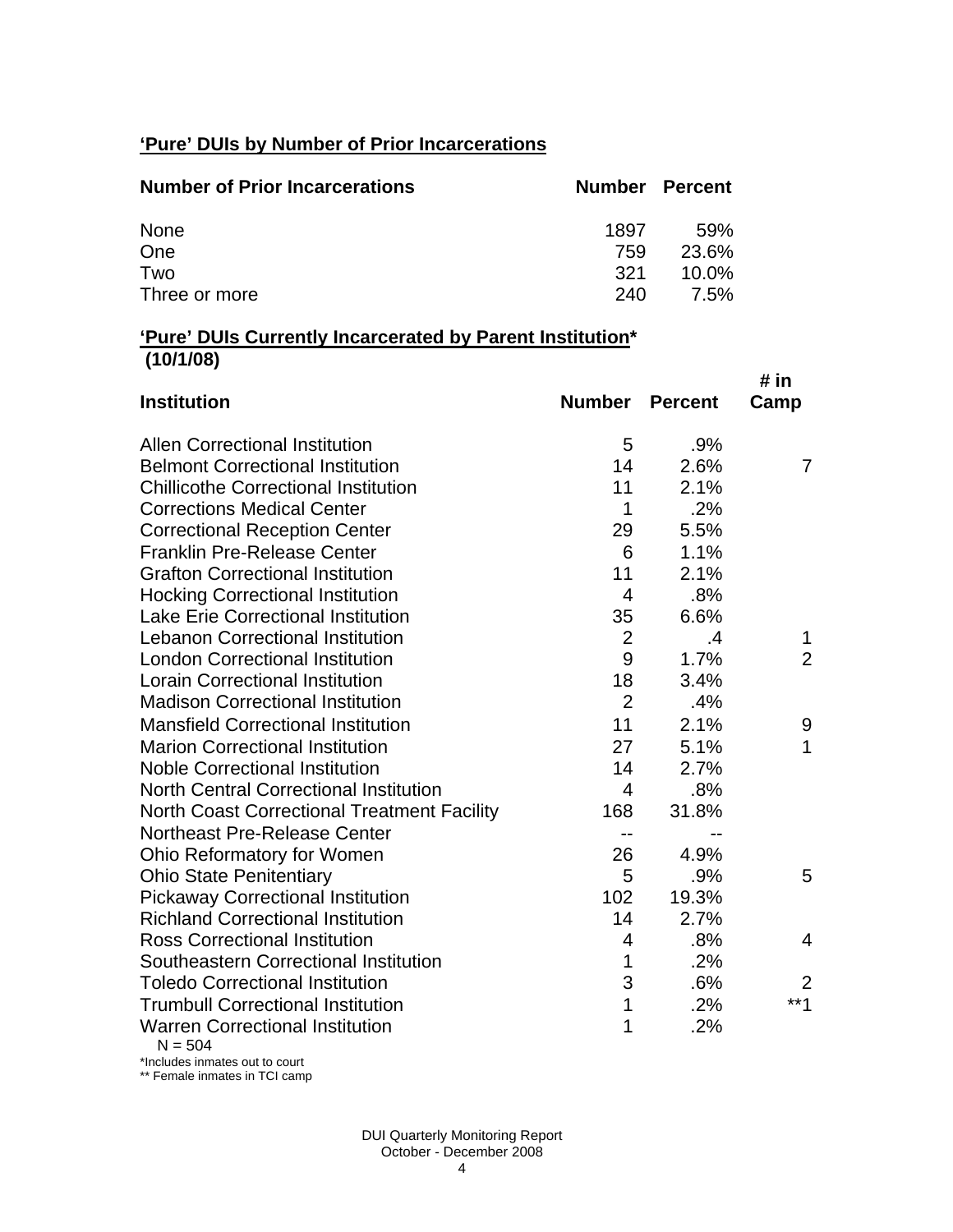## 'Pure' DUIs by Number of Prior Incarcerations

| Number of Prior Incarcerations | Number | Percent |
|---|---|---|
| None | 1897 | 59% |
| One | 759 | 23.6% |
| Two | 321 | 10.0% |
| Three or more | 240 | 7.5% |

## 'Pure' DUIs Currently Incarcerated by Parent Institution* (10/1/08)

| Institution | Number | Percent | # in Camp |
|---|---|---|---|
| Allen Correctional Institution | 5 | .9% | |
| Belmont Correctional Institution | 14 | 2.6% | 7 |
| Chillicothe Correctional Institution | 11 | 2.1% | |
| Corrections Medical Center | 1 | .2% | |
| Correctional Reception Center | 29 | 5.5% | |
| Franklin Pre-Release Center | 6 | 1.1% | |
| Grafton Correctional Institution | 11 | 2.1% | |
| Hocking Correctional Institution | 4 | .8% | |
| Lake Erie Correctional Institution | 35 | 6.6% | |
| Lebanon Correctional Institution | 2 | .4 | 1 |
| London Correctional Institution | 9 | 1.7% | 2 |
| Lorain Correctional Institution | 18 | 3.4% | |
| Madison Correctional Institution | 2 | .4% | |
| Mansfield Correctional Institution | 11 | 2.1% | 9 |
| Marion Correctional Institution | 27 | 5.1% | 1 |
| Noble Correctional Institution | 14 | 2.7% | |
| North Central Correctional Institution | 4 | .8% | |
| North Coast Correctional Treatment Facility | 168 | 31.8% | |
| Northeast Pre-Release Center | -- | -- | |
| Ohio Reformatory for Women | 26 | 4.9% | |
| Ohio State Penitentiary | 5 | .9% | 5 |
| Pickaway Correctional Institution | 102 | 19.3% | |
| Richland Correctional Institution | 14 | 2.7% | |
| Ross Correctional Institution | 4 | .8% | 4 |
| Southeastern Correctional Institution | 1 | .2% | |
| Toledo Correctional Institution | 3 | .6% | 2 |
| Trumbull Correctional Institution | 1 | .2% | **1 |
| Warren Correctional Institution | 1 | .2% | |

N = 504

*Includes inmates out to court

** Female inmates in TCI camp

DUI Quarterly Monitoring Report
October - December 2008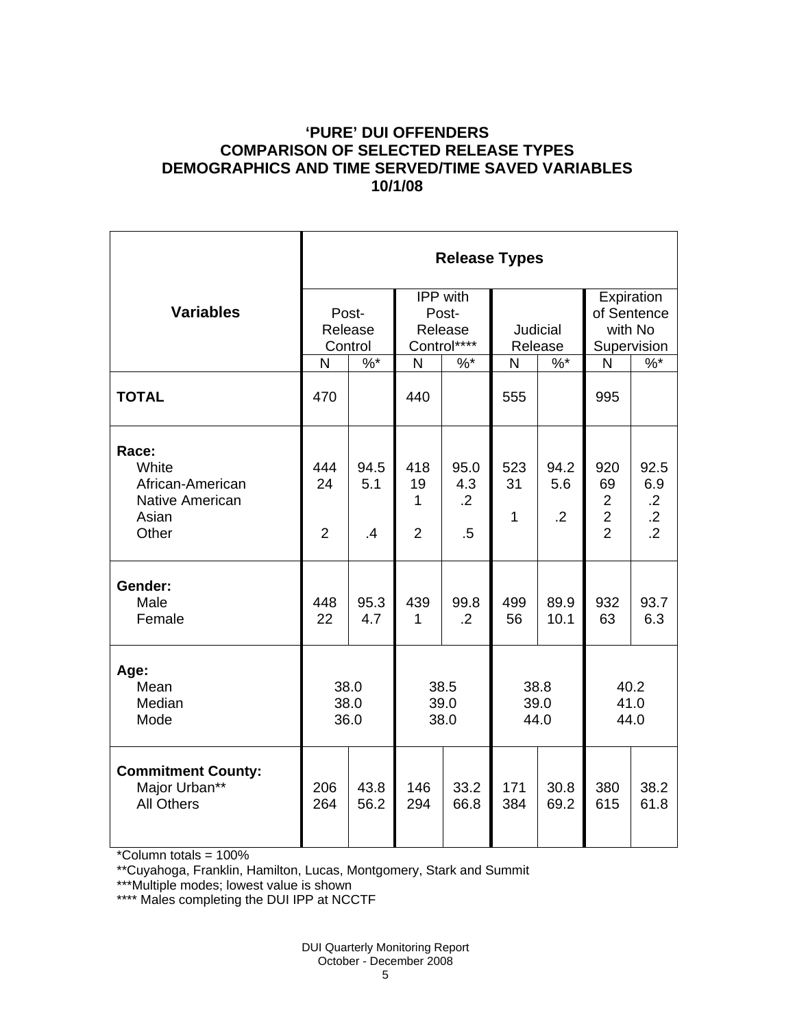# 'PURE' DUI OFFENDERS
# COMPARISON OF SELECTED RELEASE TYPES
# DEMOGRAPHICS AND TIME SERVED/TIME SAVED VARIABLES
# 10/1/08

| Variables | Release Types | | | | | | | |
|---|---|---|---|---|---|---|---|---|
| | Post-Release Control | | IPP with Post-Release Control**** | | Judicial Release | | Expiration of Sentence with No Supervision | |
| | N | %* | N | %* | N | %* | N | %* |
| **TOTAL** | 470 | | 440 | | 555 | | 995 | |
| **Race:** | | | | | | | | |
| White | 444 | 94.5 | 418 | 95.0 | 523 | 94.2 | 920 | 92.5 |
| African-American | 24 | 5.1 | 19 | 4.3 | 31 | 5.6 | 69 | 6.9 |
| Native American | | | 1 | .2 | | | 2 | .2 |
| Asian | | | | | 1 | .2 | 2 | .2 |
| Other | 2 | .4 | 2 | .5 | | | 2 | .2 |
| **Gender:** | | | | | | | | |
| Male | 448 | 95.3 | 439 | 99.8 | 499 | 89.9 | 932 | 93.7 |
| Female | 22 | 4.7 | 1 | .2 | 56 | 10.1 | 63 | 6.3 |
| **Age:** | | | | | | | | |
| Mean | 38.0 | | 38.5 | | 38.8 | | 40.2 | |
| Median | 38.0 | | 39.0 | | 39.0 | | 41.0 | |
| Mode | 36.0 | | 38.0 | | 44.0 | | 44.0 | |
| **Commitment County:** | | | | | | | | |
| Major Urban** | 206 | 43.8 | 146 | 33.2 | 171 | 30.8 | 380 | 38.2 |
| All Others | 264 | 56.2 | 294 | 66.8 | 384 | 69.2 | 615 | 61.8 |

*Column totals = 100%

**Cuyahoga, Franklin, Hamilton, Lucas, Montgomery, Stark and Summit

***Multiple modes; lowest value is shown

**** Males completing the DUI IPP at NCCTF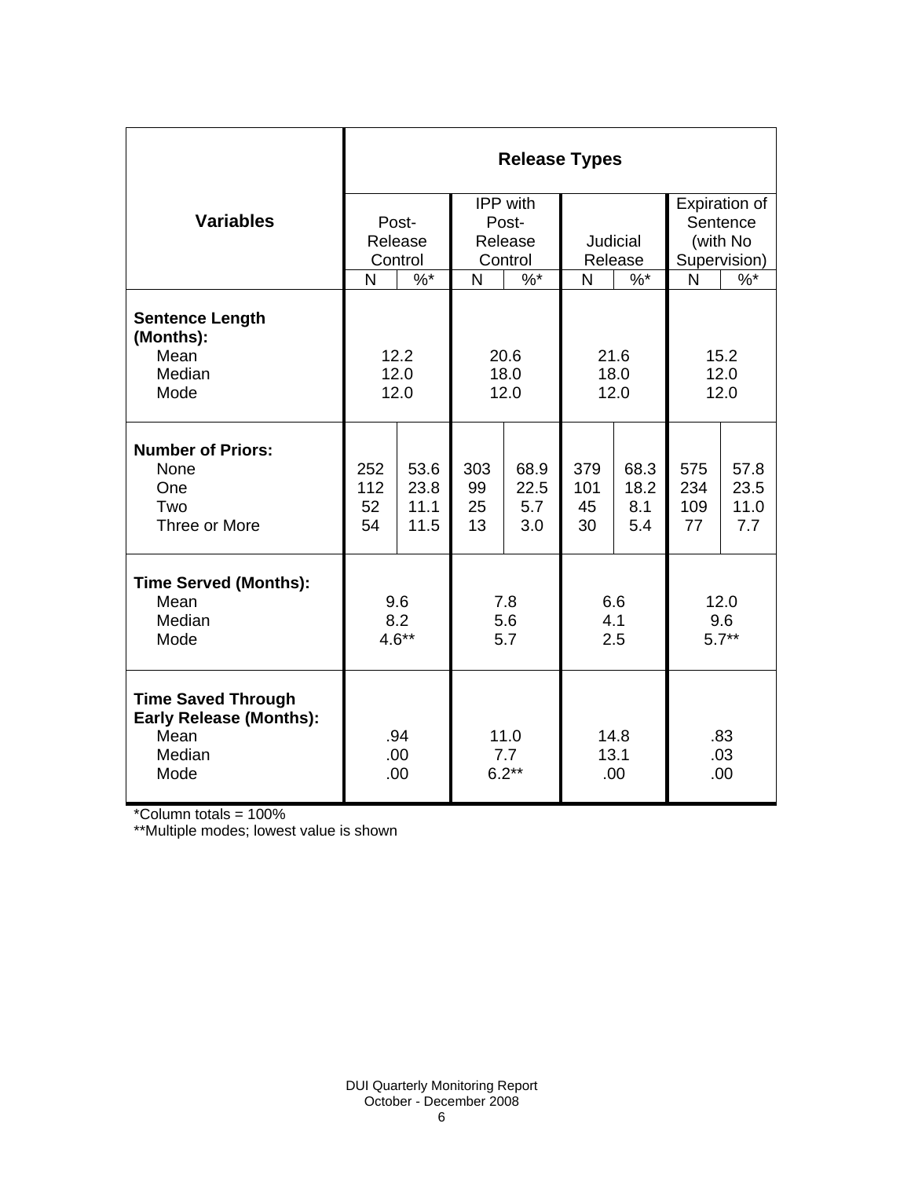| Variables | Release Types | | | | | | | |
|---|---|---|---|---|---|---|---|---|
| | Post-Release Control | | IPP with Post-Release Control | | Judicial Release | | Expiration of Sentence (with No Supervision) | |
| | N | %* | N | %* | N | %* | N | %* |
| **Sentence Length (Months):** | | | | | | | | |
| Mean | 12.2 | | 20.6 | | 21.6 | | 15.2 | |
| Median | 12.0 | | 18.0 | | 18.0 | | 12.0 | |
| Mode | 12.0 | | 12.0 | | 12.0 | | 12.0 | |
| **Number of Priors:** | | | | | | | | |
| None | 252 | 53.6 | 303 | 68.9 | 379 | 68.3 | 575 | 57.8 |
| One | 112 | 23.8 | 99 | 22.5 | 101 | 18.2 | 234 | 23.5 |
| Two | 52 | 11.1 | 25 | 5.7 | 45 | 8.1 | 109 | 11.0 |
| Three or More | 54 | 11.5 | 13 | 3.0 | 30 | 5.4 | 77 | 7.7 |
| **Time Served (Months):** | | | | | | | | |
| Mean | 9.6 | | 7.8 | | 6.6 | | 12.0 | |
| Median | 8.2 | | 5.6 | | 4.1 | | 9.6 | |
| Mode | 4.6** | | 5.7 | | 2.5 | | 5.7** | |
| **Time Saved Through Early Release (Months):** | | | | | | | | |
| Mean | .94 | | 11.0 | | 14.8 | | .83 | |
| Median | .00 | | 7.7 | | 13.1 | | .03 | |
| Mode | .00 | | 6.2** | | .00 | | .00 | |

*Column totals = 100%

**Multiple modes; lowest value is shown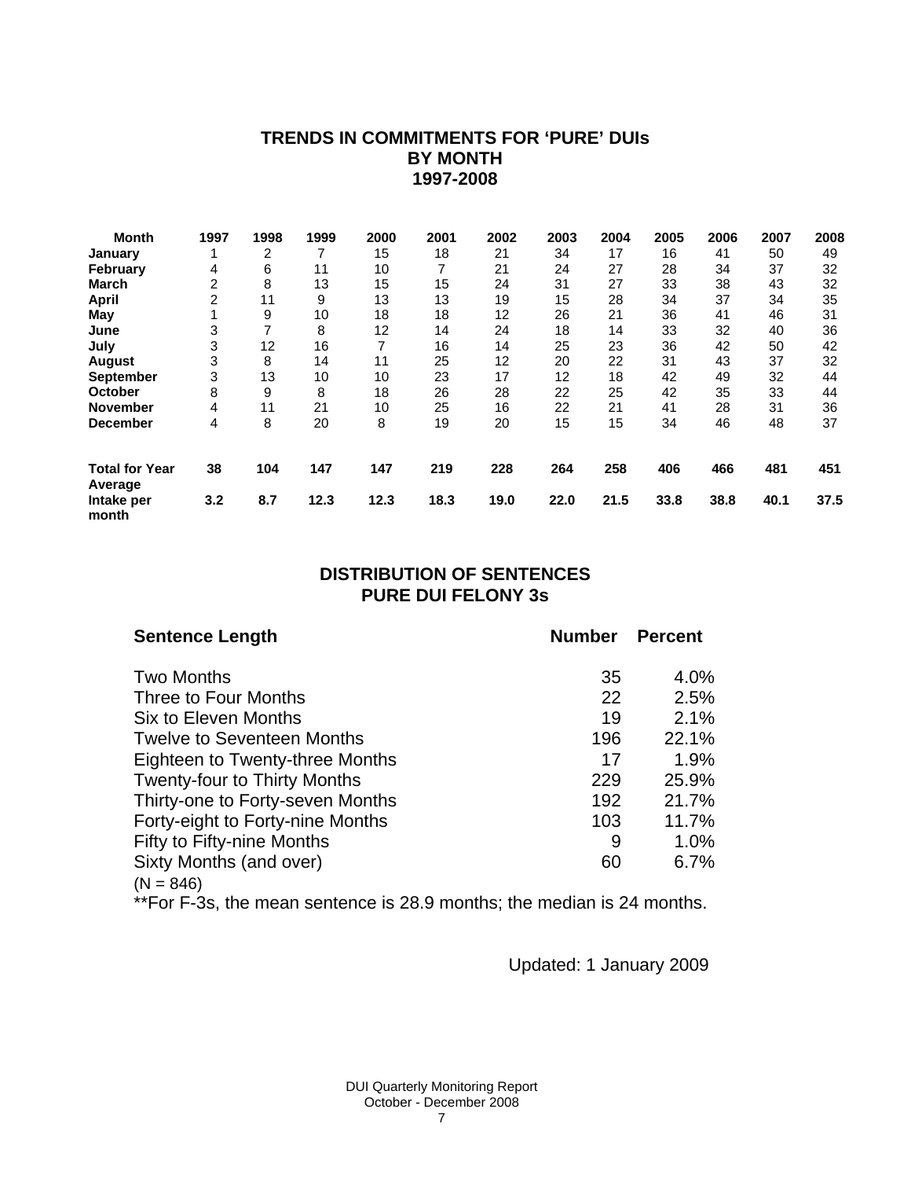## TRENDS IN COMMITMENTS FOR 'PURE' DUIs BY MONTH 1997-2008

| Month | 1997 | 1998 | 1999 | 2000 | 2001 | 2002 | 2003 | 2004 | 2005 | 2006 | 2007 | 2008 |
|---|---|---|---|---|---|---|---|---|---|---|---|---|
| January | 1 | 2 | 7 | 15 | 18 | 21 | 34 | 17 | 16 | 41 | 50 | 49 |
| February | 4 | 6 | 11 | 10 | 7 | 21 | 24 | 27 | 28 | 34 | 37 | 32 |
| March | 2 | 8 | 13 | 15 | 15 | 24 | 31 | 27 | 33 | 38 | 43 | 32 |
| April | 2 | 11 | 9 | 13 | 13 | 19 | 15 | 28 | 34 | 37 | 34 | 35 |
| May | 1 | 9 | 10 | 18 | 18 | 12 | 26 | 21 | 36 | 41 | 46 | 31 |
| June | 3 | 7 | 8 | 12 | 14 | 24 | 18 | 14 | 33 | 32 | 40 | 36 |
| July | 3 | 12 | 16 | 7 | 16 | 14 | 25 | 23 | 36 | 42 | 50 | 42 |
| August | 3 | 8 | 14 | 11 | 25 | 12 | 20 | 22 | 31 | 43 | 37 | 32 |
| September | 3 | 13 | 10 | 10 | 23 | 17 | 12 | 18 | 42 | 49 | 32 | 44 |
| October | 8 | 9 | 8 | 18 | 26 | 28 | 22 | 25 | 42 | 35 | 33 | 44 |
| November | 4 | 11 | 21 | 10 | 25 | 16 | 22 | 21 | 41 | 28 | 31 | 36 |
| December | 4 | 8 | 20 | 8 | 19 | 20 | 15 | 15 | 34 | 46 | 48 | 37 |
| **Total for Year** | **38** | **104** | **147** | **147** | **219** | **228** | **264** | **258** | **406** | **466** | **481** | **451** |
| **Average Intake per month** | **3.2** | **8.7** | **12.3** | **12.3** | **18.3** | **19.0** | **22.0** | **21.5** | **33.8** | **38.8** | **40.1** | **37.5** |

## DISTRIBUTION OF SENTENCES PURE DUI FELONY 3s

| Sentence Length | Number | Percent |
|---|---|---|
| Two Months | 35 | 4.0% |
| Three to Four Months | 22 | 2.5% |
| Six to Eleven Months | 19 | 2.1% |
| Twelve to Seventeen Months | 196 | 22.1% |
| Eighteen to Twenty-three Months | 17 | 1.9% |
| Twenty-four to Thirty Months | 229 | 25.9% |
| Thirty-one to Forty-seven Months | 192 | 21.7% |
| Forty-eight to Forty-nine Months | 103 | 11.7% |
| Fifty to Fifty-nine Months | 9 | 1.0% |
| Sixty Months (and over) | 60 | 6.7% |

(N = 846)

**For F-3s, the mean sentence is 28.9 months; the median is 24 months.

Updated: 1 January 2009